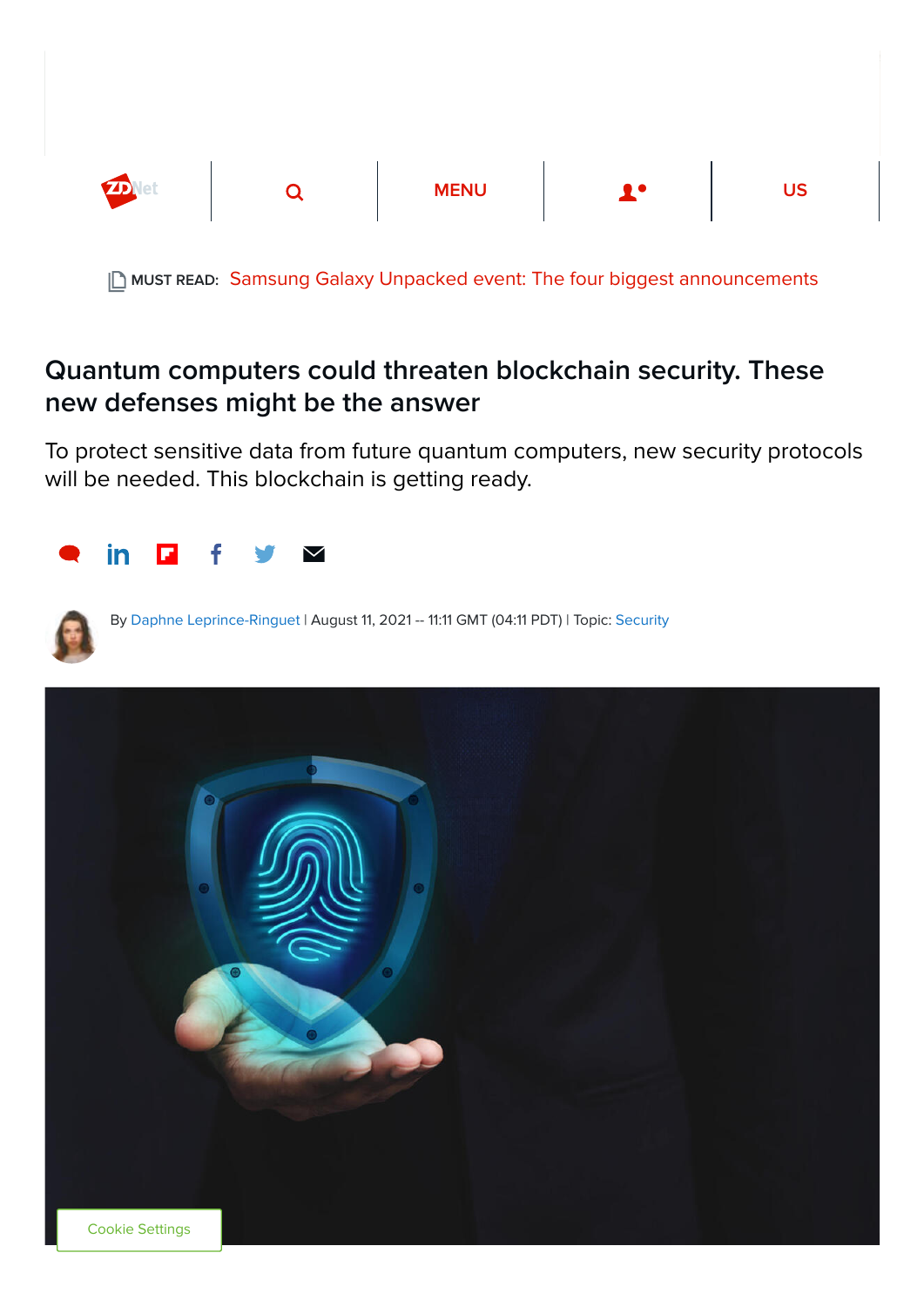MUST READ: Samsung Galaxy Unpacked event: The four biggest announcements

# Quantum computers could threaten blockchain security. These new defenses might be the answer

To protect sensitive data from future quantum computers, new security protocols will be needed. This blockchain is getting ready.

By Daphne Leprince-Ringuet | August 11, 2021 -- 11:11 GMT (04:11 PDT) | Topic: Security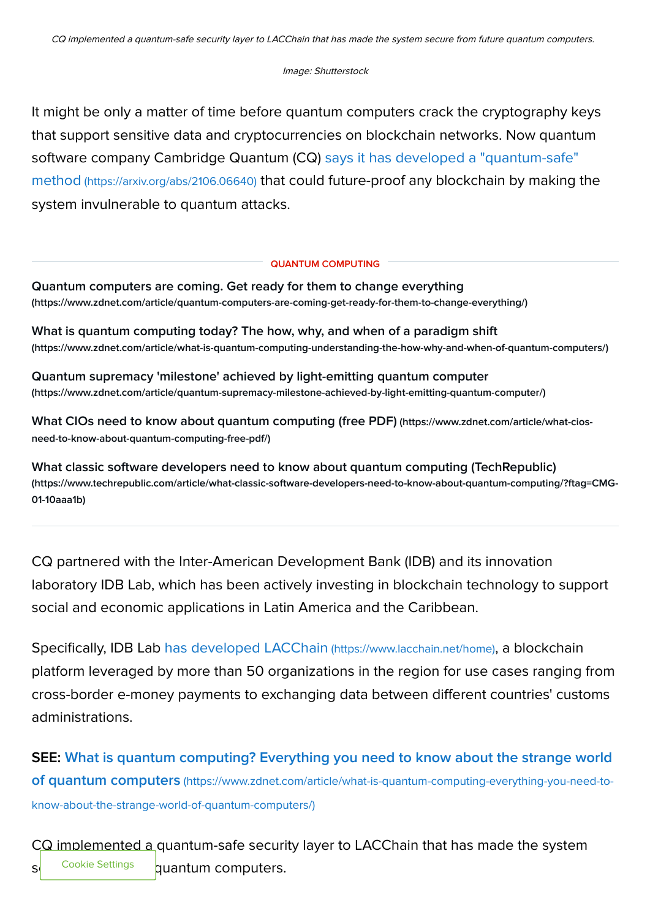*CQ implemented a quantum-safe security layer to LACChain that has made the system secure from future quantum computers.*

*Image: Shutterstock*

It might be only a matter of time before quantum computers crack the cryptography keys that support sensitive data and cryptocurrencies on blockchain networks. Now quantum software company Cambridge Quantum (CQ) says it has developed a "quantum-safe" method (https://arxiv.org/abs/2106.06640) that could future-proof any blockchain by making the system invulnerable to quantum attacks.

---

**QUANTUM COMPUTING**

**Quantum computers are coming. Get ready for them to change everything** (https://www.zdnet.com/article/quantum-computers-are-coming-get-ready-for-them-to-change-everything/)

**What is quantum computing today? The how, why, and when of a paradigm shift** (https://www.zdnet.com/article/what-is-quantum-computing-understanding-the-how-why-and-when-of-quantum-computers/)

**Quantum supremacy 'milestone' achieved by light-emitting quantum computer** (https://www.zdnet.com/article/quantum-supremacy-milestone-achieved-by-light-emitting-quantum-computer/)

**What CIOs need to know about quantum computing (free PDF)** (https://www.zdnet.com/article/what-cios-need-to-know-about-quantum-computing-free-pdf/)

**What classic software developers need to know about quantum computing (TechRepublic)** (https://www.techrepublic.com/article/what-classic-software-developers-need-to-know-about-quantum-computing/?ftag=CMG-01-10aaa1b)

---

CQ partnered with the Inter-American Development Bank (IDB) and its innovation laboratory IDB Lab, which has been actively investing in blockchain technology to support social and economic applications in Latin America and the Caribbean.

Specifically, IDB Lab has developed LACChain (https://www.lacchain.net/home), a blockchain platform leveraged by more than 50 organizations in the region for use cases ranging from cross-border e-money payments to exchanging data between different countries' customs administrations.

**SEE:** **What is quantum computing? Everything you need to know about the strange world of quantum computers** (https://www.zdnet.com/article/what-is-quantum-computing-everything-you-need-to-know-about-the-strange-world-of-quantum-computers/)

CQ implemented a quantum-safe security layer to LACChain that has made the system s[...] quantum computers.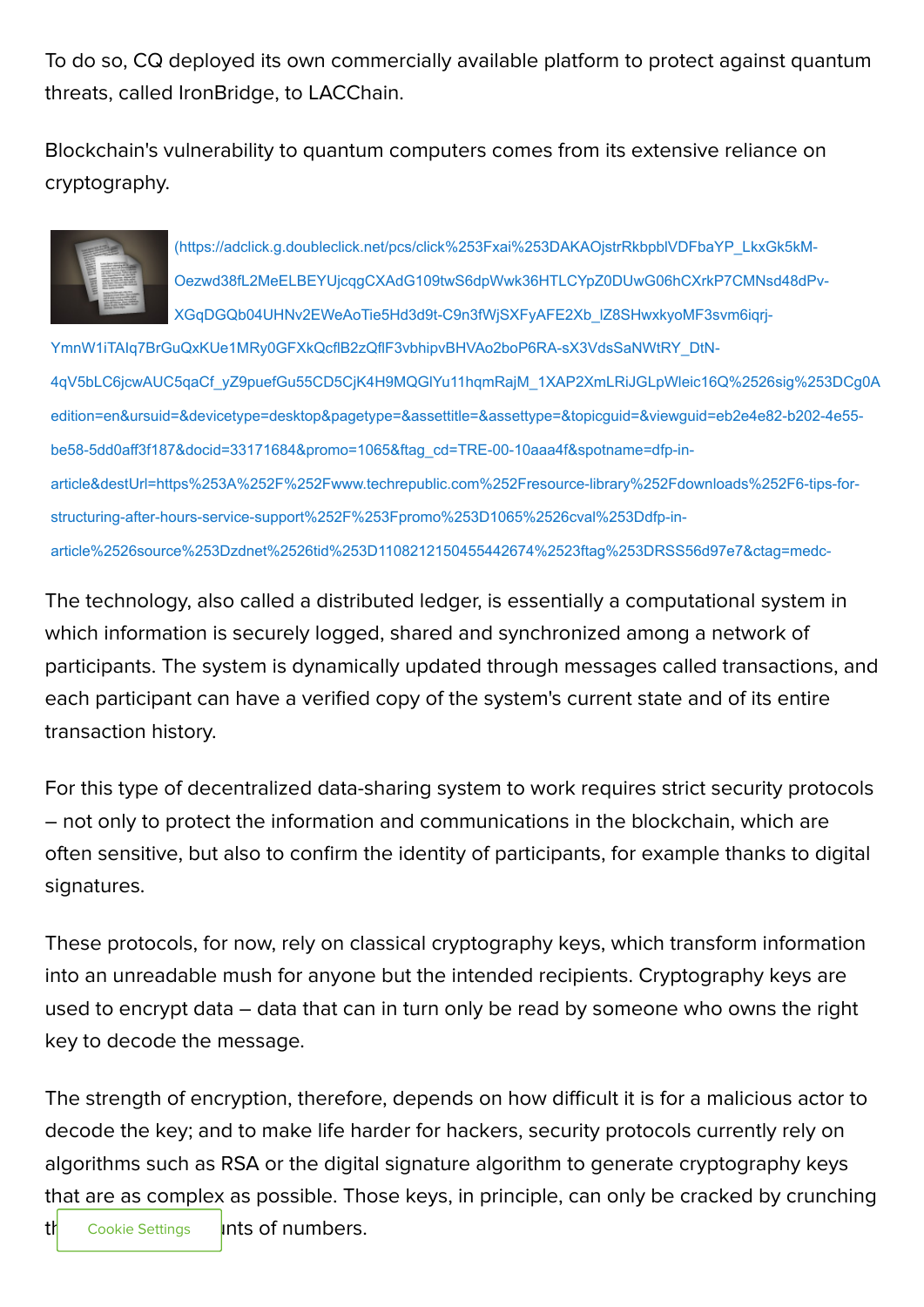To do so, CQ deployed its own commercially available platform to protect against quantum threats, called IronBridge, to LACChain.

Blockchain's vulnerability to quantum computers comes from its extensive reliance on cryptography.

(https://adclick.g.doubleclick.net/pcs/click%253Fxai%253DAKAOjstrRkbpblVDFbaYP_LkxGk5kM-Oezwd38fL2MeELBEYUjcqgCXAdG109twS6dpWwk36HTLCYpZ0DUwG06hCXrkP7CMNsd48dPv-XGqDGQb04UHNv2EWeAoTie5Hd3d9t-C9n3fWjSXFyAFE2Xb_lZ8SHwxkyoMF3svm6iqrj-YmnW1iTAIq7BrGuQxKUe1MRy0GFXkQcflB2zQflF3vbhipvBHVAo2boP6RA-sX3VdsSaNWtRY_DtN-4qV5bLC6jcwAUC5qaCf_yZ9puefGu55CD5CjK4H9MQGIYu11hqmRajM_1XAP2XmLRiJGLpWleic16Q%2526sig%253DCg0A edition=en&ursuid=&devicetype=desktop&pagetype=&assettitle=&assettype=&topicguid=&viewguid=eb2e4e82-b202-4e55-be58-5dd0aff3f187&docid=33171684&promo=1065&ftag_cd=TRE-00-10aaa4f&spotname=dfp-in-article&destUrl=https%253A%252F%252Fwww.techrepublic.com%252Fresource-library%252Fdownloads%252F6-tips-for-structuring-after-hours-service-support%252F%253Fpromo%253D1065%2526cval%253Ddfp-in-article%2526source%253Dzdnet%2526tid%253D1108212150455442674%2523ftag%253DRSS56d97e7&ctag=medc-

The technology, also called a distributed ledger, is essentially a computational system in which information is securely logged, shared and synchronized among a network of participants. The system is dynamically updated through messages called transactions, and each participant can have a verified copy of the system's current state and of its entire transaction history.

For this type of decentralized data-sharing system to work requires strict security protocols – not only to protect the information and communications in the blockchain, which are often sensitive, but also to confirm the identity of participants, for example thanks to digital signatures.

These protocols, for now, rely on classical cryptography keys, which transform information into an unreadable mush for anyone but the intended recipients. Cryptography keys are used to encrypt data – data that can in turn only be read by someone who owns the right key to decode the message.

The strength of encryption, therefore, depends on how difficult it is for a malicious actor to decode the key; and to make life harder for hackers, security protocols currently rely on algorithms such as RSA or the digital signature algorithm to generate cryptography keys that are as complex as possible. Those keys, in principle, can only be cracked by crunching th[...]unts of numbers.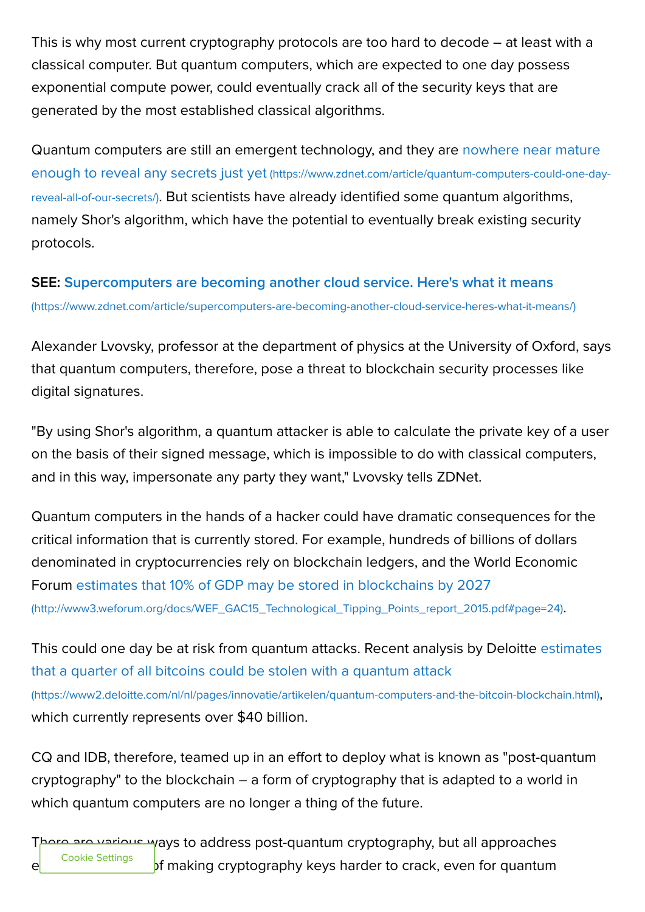This is why most current cryptography protocols are too hard to decode – at least with a classical computer. But quantum computers, which are expected to one day possess exponential compute power, could eventually crack all of the security keys that are generated by the most established classical algorithms.

Quantum computers are still an emergent technology, and they are nowhere near mature enough to reveal any secrets just yet (https://www.zdnet.com/article/quantum-computers-could-one-day-reveal-all-of-our-secrets/). But scientists have already identified some quantum algorithms, namely Shor's algorithm, which have the potential to eventually break existing security protocols.

**SEE:** **Supercomputers are becoming another cloud service. Here's what it means** (https://www.zdnet.com/article/supercomputers-are-becoming-another-cloud-service-heres-what-it-means/)

Alexander Lvovsky, professor at the department of physics at the University of Oxford, says that quantum computers, therefore, pose a threat to blockchain security processes like digital signatures.

"By using Shor's algorithm, a quantum attacker is able to calculate the private key of a user on the basis of their signed message, which is impossible to do with classical computers, and in this way, impersonate any party they want," Lvovsky tells ZDNet.

Quantum computers in the hands of a hacker could have dramatic consequences for the critical information that is currently stored. For example, hundreds of billions of dollars denominated in cryptocurrencies rely on blockchain ledgers, and the World Economic Forum estimates that 10% of GDP may be stored in blockchains by 2027 (http://www3.weforum.org/docs/WEF_GAC15_Technological_Tipping_Points_report_2015.pdf#page=24).

This could one day be at risk from quantum attacks. Recent analysis by Deloitte estimates that a quarter of all bitcoins could be stolen with a quantum attack (https://www2.deloitte.com/nl/nl/pages/innovatie/artikelen/quantum-computers-and-the-bitcoin-blockchain.html), which currently represents over $40 billion.

CQ and IDB, therefore, teamed up in an effort to deploy what is known as "post-quantum cryptography" to the blockchain – a form of cryptography that is adapted to a world in which quantum computers are no longer a thing of the future.

There are various ways to address post-quantum cryptography, but all approaches e[...] of making cryptography keys harder to crack, even for quantum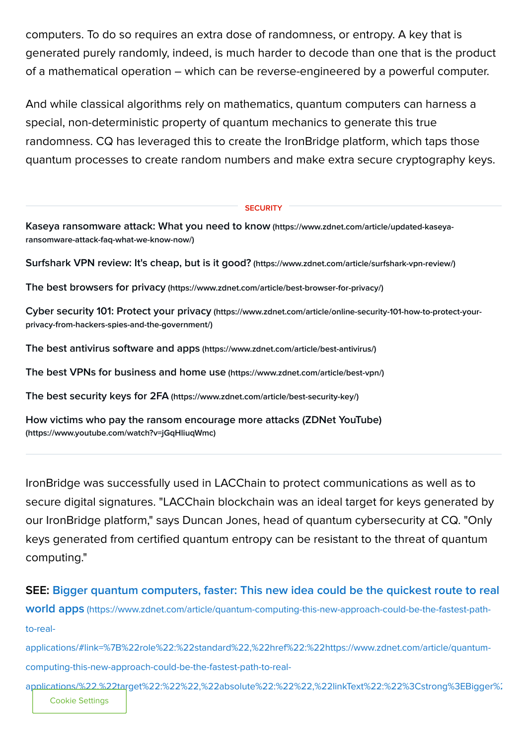computers. To do so requires an extra dose of randomness, or entropy. A key that is generated purely randomly, indeed, is much harder to decode than one that is the product of a mathematical operation – which can be reverse-engineered by a powerful computer.

And while classical algorithms rely on mathematics, quantum computers can harness a special, non-deterministic property of quantum mechanics to generate this true randomness. CQ has leveraged this to create the IronBridge platform, which taps those quantum processes to create random numbers and make extra secure cryptography keys.

---

SECURITY

**Kaseya ransomware attack: What you need to know** (https://www.zdnet.com/article/updated-kaseya-ransomware-attack-faq-what-we-know-now/)

**Surfshark VPN review: It's cheap, but is it good?** (https://www.zdnet.com/article/surfshark-vpn-review/)

**The best browsers for privacy** (https://www.zdnet.com/article/best-browser-for-privacy/)

**Cyber security 101: Protect your privacy** (https://www.zdnet.com/article/online-security-101-how-to-protect-your-privacy-from-hackers-spies-and-the-government/)

**The best antivirus software and apps** (https://www.zdnet.com/article/best-antivirus/)

**The best VPNs for business and home use** (https://www.zdnet.com/article/best-vpn/)

**The best security keys for 2FA** (https://www.zdnet.com/article/best-security-key/)

**How victims who pay the ransom encourage more attacks (ZDNet YouTube)** (https://www.youtube.com/watch?v=jGqHliuqWmc)

---

IronBridge was successfully used in LACChain to protect communications as well as to secure digital signatures. "LACChain blockchain was an ideal target for keys generated by our IronBridge platform," says Duncan Jones, head of quantum cybersecurity at CQ. "Only keys generated from certified quantum entropy can be resistant to the threat of quantum computing."

**SEE:** Bigger quantum computers, faster: This new idea could be the quickest route to real world apps (https://www.zdnet.com/article/quantum-computing-this-new-approach-could-be-the-fastest-path-to-real-applications/#link=%7B%22role%22:%22standard%22,%22href%22:%22https://www.zdnet.com/article/quantum-computing-this-new-approach-could-be-the-fastest-path-to-real-applications/%22,%22target%22:%22%22,%22absolute%22:%22%22,%22linkText%22:%22%3Cstrong%3EBigger%2

Cookie Settings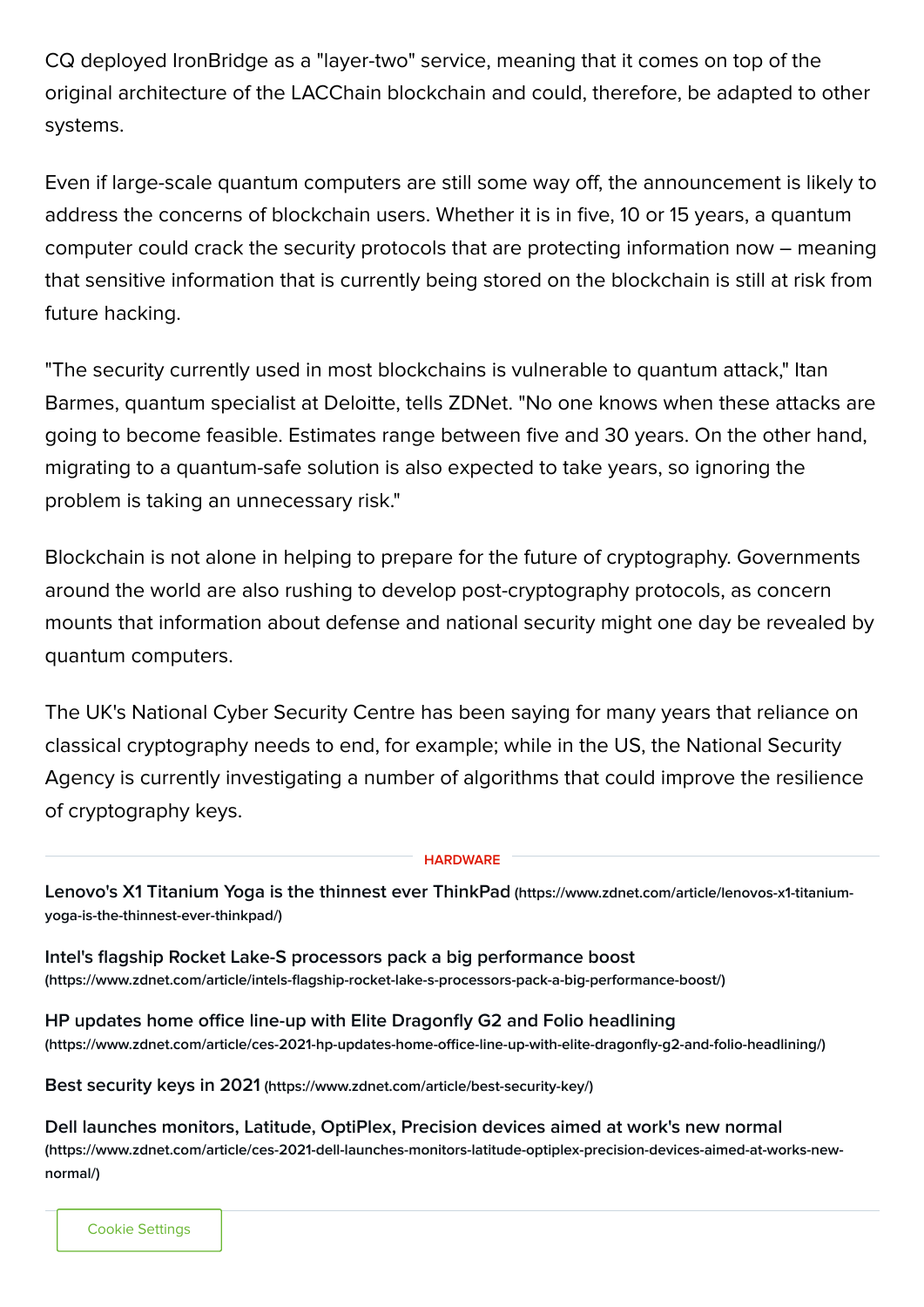CQ deployed IronBridge as a "layer-two" service, meaning that it comes on top of the original architecture of the LACChain blockchain and could, therefore, be adapted to other systems.

Even if large-scale quantum computers are still some way off, the announcement is likely to address the concerns of blockchain users. Whether it is in five, 10 or 15 years, a quantum computer could crack the security protocols that are protecting information now – meaning that sensitive information that is currently being stored on the blockchain is still at risk from future hacking.

"The security currently used in most blockchains is vulnerable to quantum attack," Itan Barmes, quantum specialist at Deloitte, tells ZDNet. "No one knows when these attacks are going to become feasible. Estimates range between five and 30 years. On the other hand, migrating to a quantum-safe solution is also expected to take years, so ignoring the problem is taking an unnecessary risk."

Blockchain is not alone in helping to prepare for the future of cryptography. Governments around the world are also rushing to develop post-cryptography protocols, as concern mounts that information about defense and national security might one day be revealed by quantum computers.

The UK's National Cyber Security Centre has been saying for many years that reliance on classical cryptography needs to end, for example; while in the US, the National Security Agency is currently investigating a number of algorithms that could improve the resilience of cryptography keys.

HARDWARE

**Lenovo's X1 Titanium Yoga is the thinnest ever ThinkPad** (https://www.zdnet.com/article/lenovos-x1-titanium-yoga-is-the-thinnest-ever-thinkpad/)

**Intel's flagship Rocket Lake-S processors pack a big performance boost** (https://www.zdnet.com/article/intels-flagship-rocket-lake-s-processors-pack-a-big-performance-boost/)

**HP updates home office line-up with Elite Dragonfly G2 and Folio headlining** (https://www.zdnet.com/article/ces-2021-hp-updates-home-office-line-up-with-elite-dragonfly-g2-and-folio-headlining/)

**Best security keys in 2021** (https://www.zdnet.com/article/best-security-key/)

**Dell launches monitors, Latitude, OptiPlex, Precision devices aimed at work's new normal** (https://www.zdnet.com/article/ces-2021-dell-launches-monitors-latitude-optiplex-precision-devices-aimed-at-works-new-normal/)

Cookie Settings